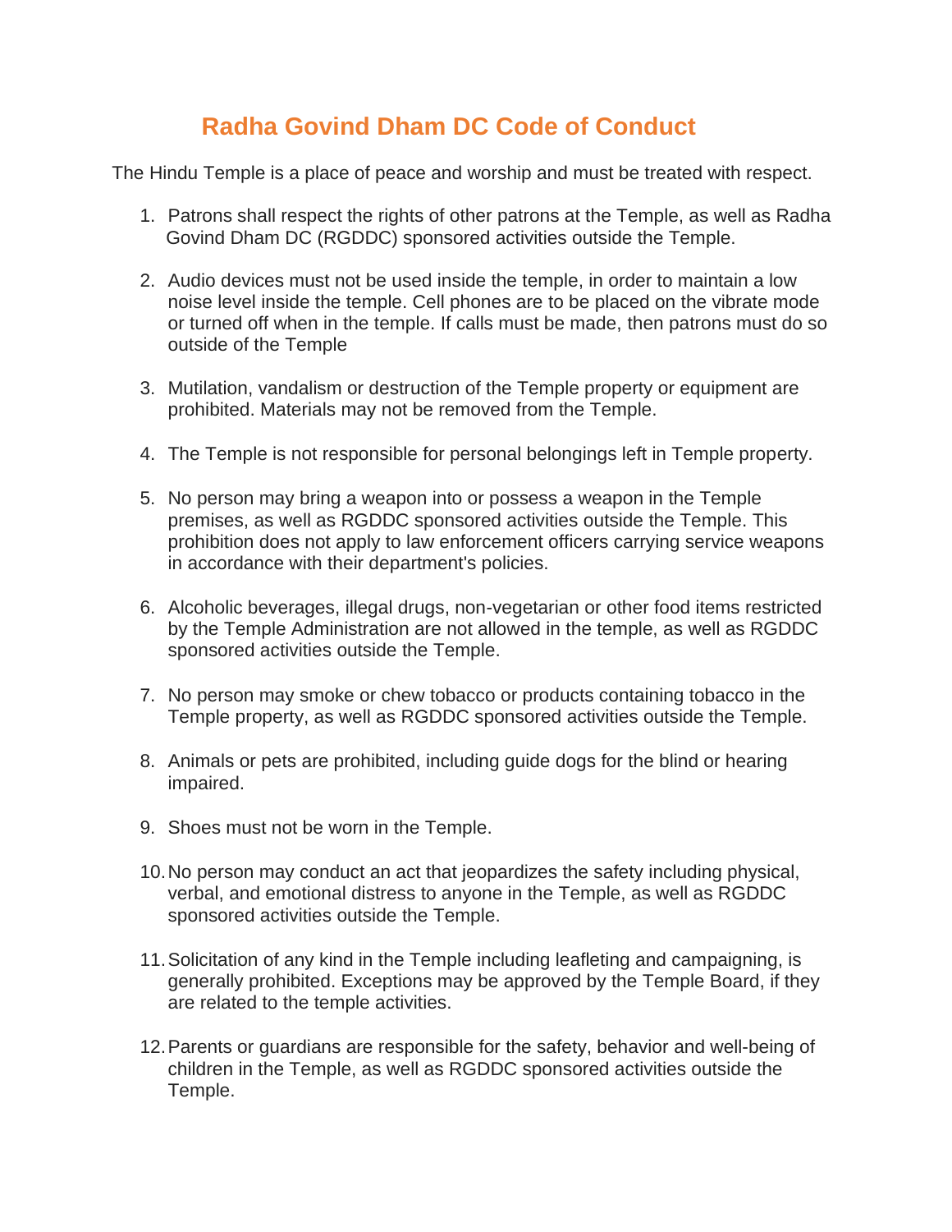# Radha Govind Dham DC Code of Conduct

The Hindu Temple is a place of peace and worship and must be treated with respect.

1. Patrons shall respect the rights of other patrons at the Temple, as well as Radha Govind Dham DC (RGDDC) sponsored activities outside the Temple.

2. Audio devices must not be used inside the temple, in order to maintain a low noise level inside the temple. Cell phones are to be placed on the vibrate mode or turned off when in the temple. If calls must be made, then patrons must do so outside of the Temple

3. Mutilation, vandalism or destruction of the Temple property or equipment are prohibited. Materials may not be removed from the Temple.

4. The Temple is not responsible for personal belongings left in Temple property.

5. No person may bring a weapon into or possess a weapon in the Temple premises, as well as RGDDC sponsored activities outside the Temple. This prohibition does not apply to law enforcement officers carrying service weapons in accordance with their department's policies.

6. Alcoholic beverages, illegal drugs, non-vegetarian or other food items restricted by the Temple Administration are not allowed in the temple, as well as RGDDC sponsored activities outside the Temple.

7. No person may smoke or chew tobacco or products containing tobacco in the Temple property, as well as RGDDC sponsored activities outside the Temple.

8. Animals or pets are prohibited, including guide dogs for the blind or hearing impaired.

9. Shoes must not be worn in the Temple.

10. No person may conduct an act that jeopardizes the safety including physical, verbal, and emotional distress to anyone in the Temple, as well as RGDDC sponsored activities outside the Temple.

11. Solicitation of any kind in the Temple including leafleting and campaigning, is generally prohibited. Exceptions may be approved by the Temple Board, if they are related to the temple activities.

12. Parents or guardians are responsible for the safety, behavior and well-being of children in the Temple, as well as RGDDC sponsored activities outside the Temple.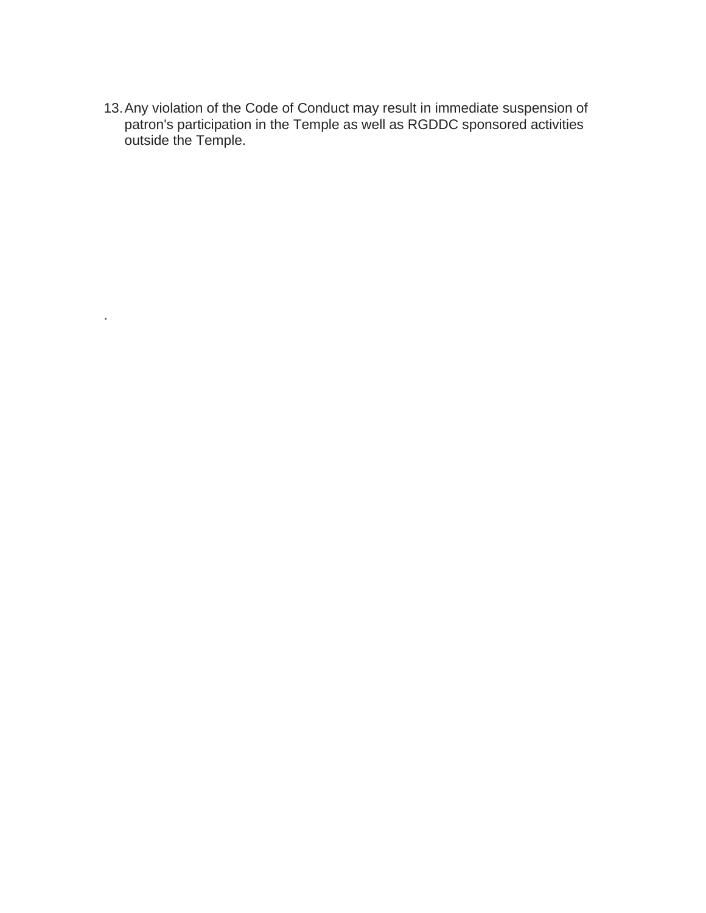13. Any violation of the Code of Conduct may result in immediate suspension of patron's participation in the Temple as well as RGDDC sponsored activities outside the Temple.

.